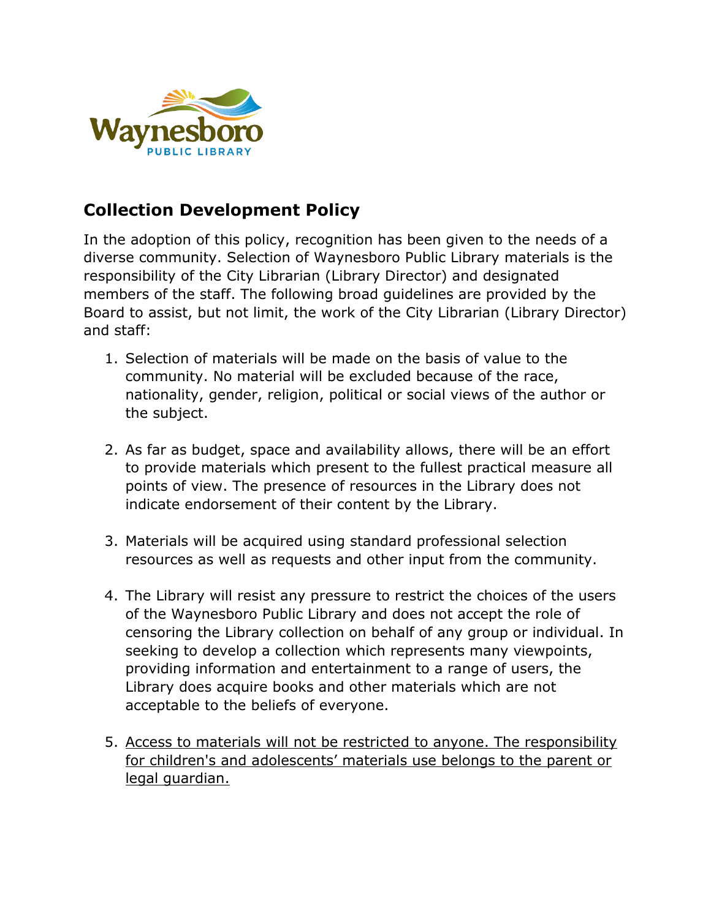# Collection Development Policy

In the adoption of this policy, recognition has been given to the needs of a diverse community. Selection of Waynesboro Public Library materials is the responsibility of the City Librarian (Library Director) and designated members of the staff. The following broad guidelines are provided by the Board to assist, but not limit, the work of the City Librarian (Library Director) and staff:

1. Selection of materials will be made on the basis of value to the community. No material will be excluded because of the race, nationality, gender, religion, political or social views of the author or the subject.

2. As far as budget, space and availability allows, there will be an effort to provide materials which present to the fullest practical measure all points of view. The presence of resources in the Library does not indicate endorsement of their content by the Library.

3. Materials will be acquired using standard professional selection resources as well as requests and other input from the community.

4. The Library will resist any pressure to restrict the choices of the users of the Waynesboro Public Library and does not accept the role of censoring the Library collection on behalf of any group or individual. In seeking to develop a collection which represents many viewpoints, providing information and entertainment to a range of users, the Library does acquire books and other materials which are not acceptable to the beliefs of everyone.

5. <u>Access to materials will not be restricted to anyone. The responsibility for children's and adolescents' materials use belongs to the parent or legal guardian.</u>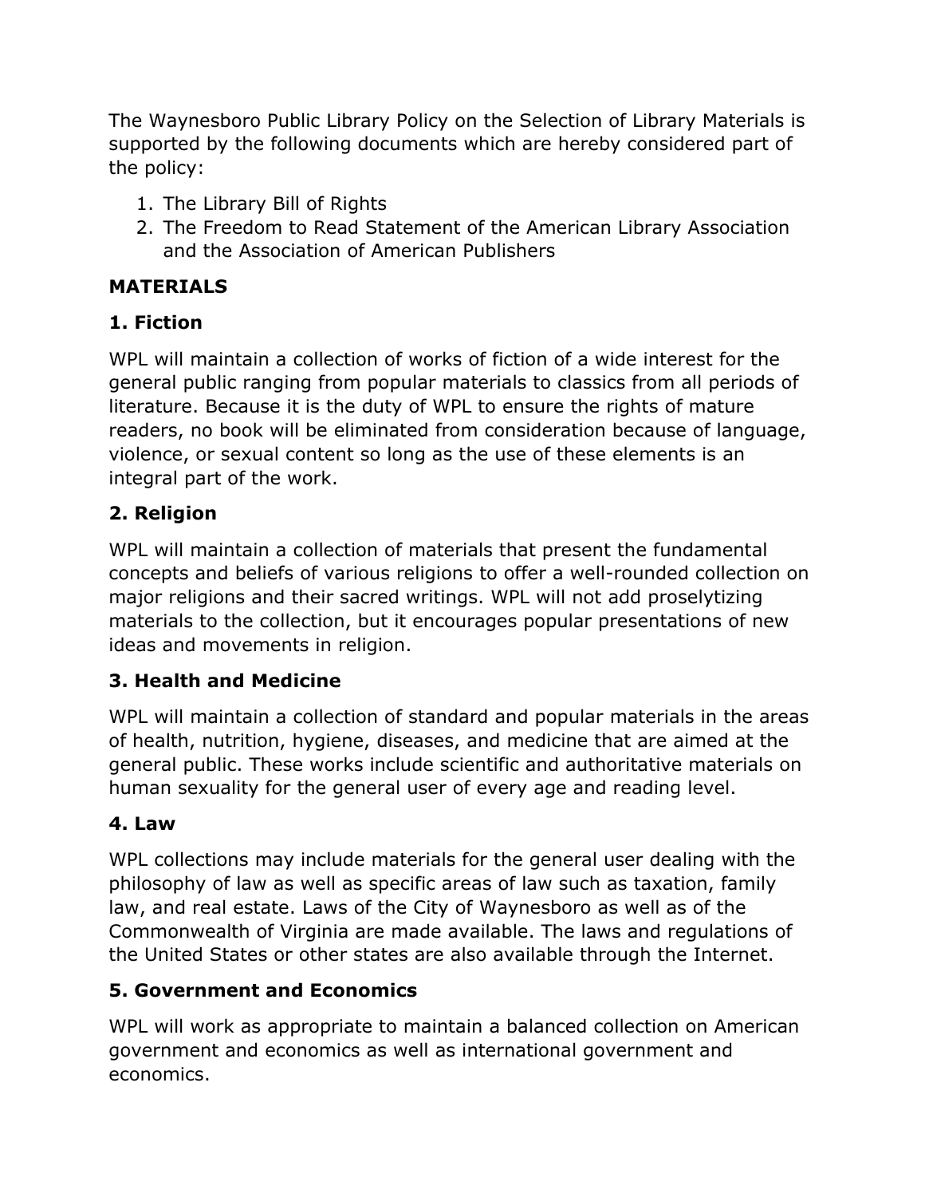The Waynesboro Public Library Policy on the Selection of Library Materials is supported by the following documents which are hereby considered part of the policy:

1. The Library Bill of Rights
2. The Freedom to Read Statement of the American Library Association and the Association of American Publishers

**MATERIALS**

**1. Fiction**

WPL will maintain a collection of works of fiction of a wide interest for the general public ranging from popular materials to classics from all periods of literature. Because it is the duty of WPL to ensure the rights of mature readers, no book will be eliminated from consideration because of language, violence, or sexual content so long as the use of these elements is an integral part of the work.

**2. Religion**

WPL will maintain a collection of materials that present the fundamental concepts and beliefs of various religions to offer a well-rounded collection on major religions and their sacred writings. WPL will not add proselytizing materials to the collection, but it encourages popular presentations of new ideas and movements in religion.

**3. Health and Medicine**

WPL will maintain a collection of standard and popular materials in the areas of health, nutrition, hygiene, diseases, and medicine that are aimed at the general public. These works include scientific and authoritative materials on human sexuality for the general user of every age and reading level.

**4. Law**

WPL collections may include materials for the general user dealing with the philosophy of law as well as specific areas of law such as taxation, family law, and real estate. Laws of the City of Waynesboro as well as of the Commonwealth of Virginia are made available. The laws and regulations of the United States or other states are also available through the Internet.

**5. Government and Economics**

WPL will work as appropriate to maintain a balanced collection on American government and economics as well as international government and economics.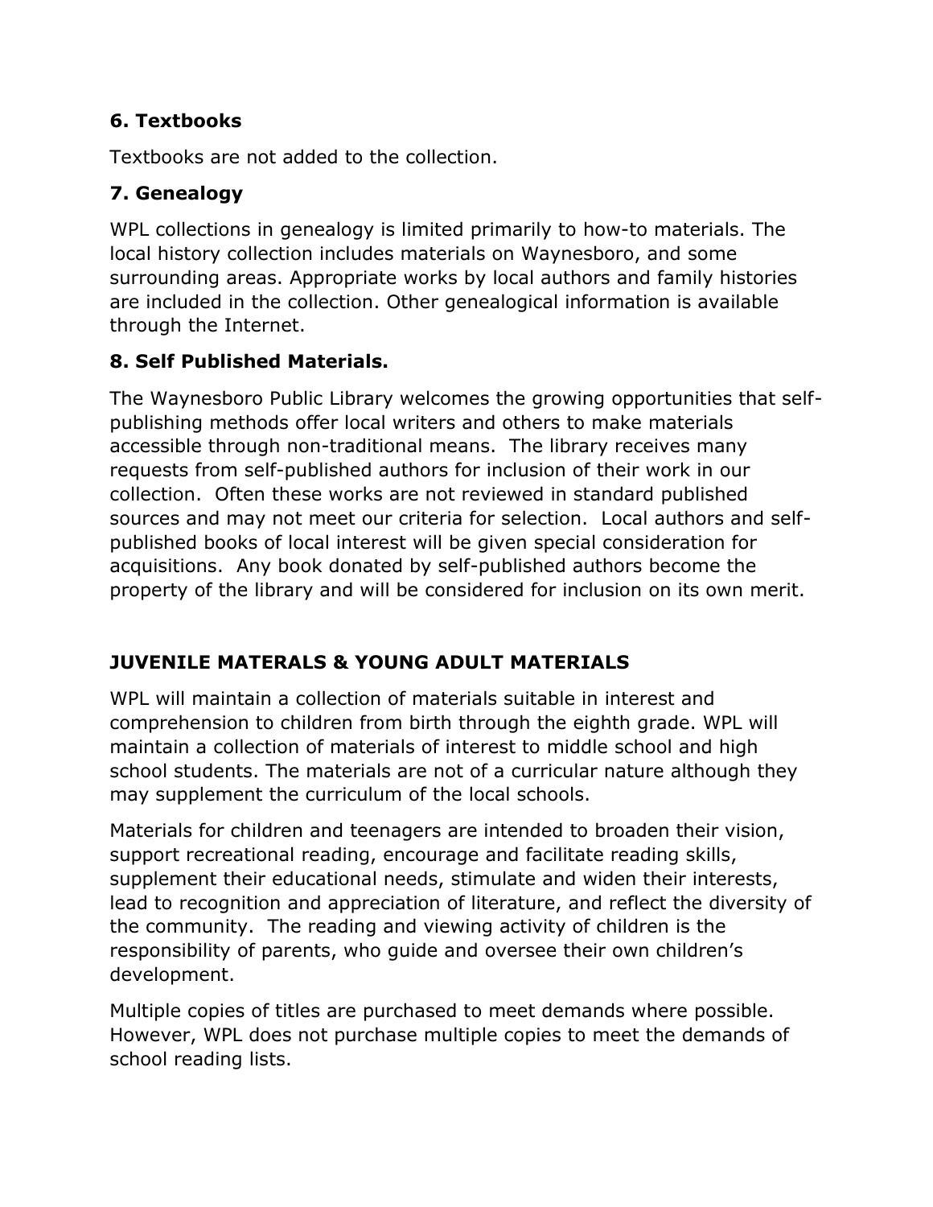### 6. Textbooks

Textbooks are not added to the collection.

### 7. Genealogy

WPL collections in genealogy is limited primarily to how-to materials. The local history collection includes materials on Waynesboro, and some surrounding areas. Appropriate works by local authors and family histories are included in the collection. Other genealogical information is available through the Internet.

### 8. Self Published Materials.

The Waynesboro Public Library welcomes the growing opportunities that self-publishing methods offer local writers and others to make materials accessible through non-traditional means. The library receives many requests from self-published authors for inclusion of their work in our collection. Often these works are not reviewed in standard published sources and may not meet our criteria for selection. Local authors and self-published books of local interest will be given special consideration for acquisitions. Any book donated by self-published authors become the property of the library and will be considered for inclusion on its own merit.

## JUVENILE MATERALS & YOUNG ADULT MATERIALS

WPL will maintain a collection of materials suitable in interest and comprehension to children from birth through the eighth grade. WPL will maintain a collection of materials of interest to middle school and high school students. The materials are not of a curricular nature although they may supplement the curriculum of the local schools.

Materials for children and teenagers are intended to broaden their vision, support recreational reading, encourage and facilitate reading skills, supplement their educational needs, stimulate and widen their interests, lead to recognition and appreciation of literature, and reflect the diversity of the community. The reading and viewing activity of children is the responsibility of parents, who guide and oversee their own children's development.

Multiple copies of titles are purchased to meet demands where possible. However, WPL does not purchase multiple copies to meet the demands of school reading lists.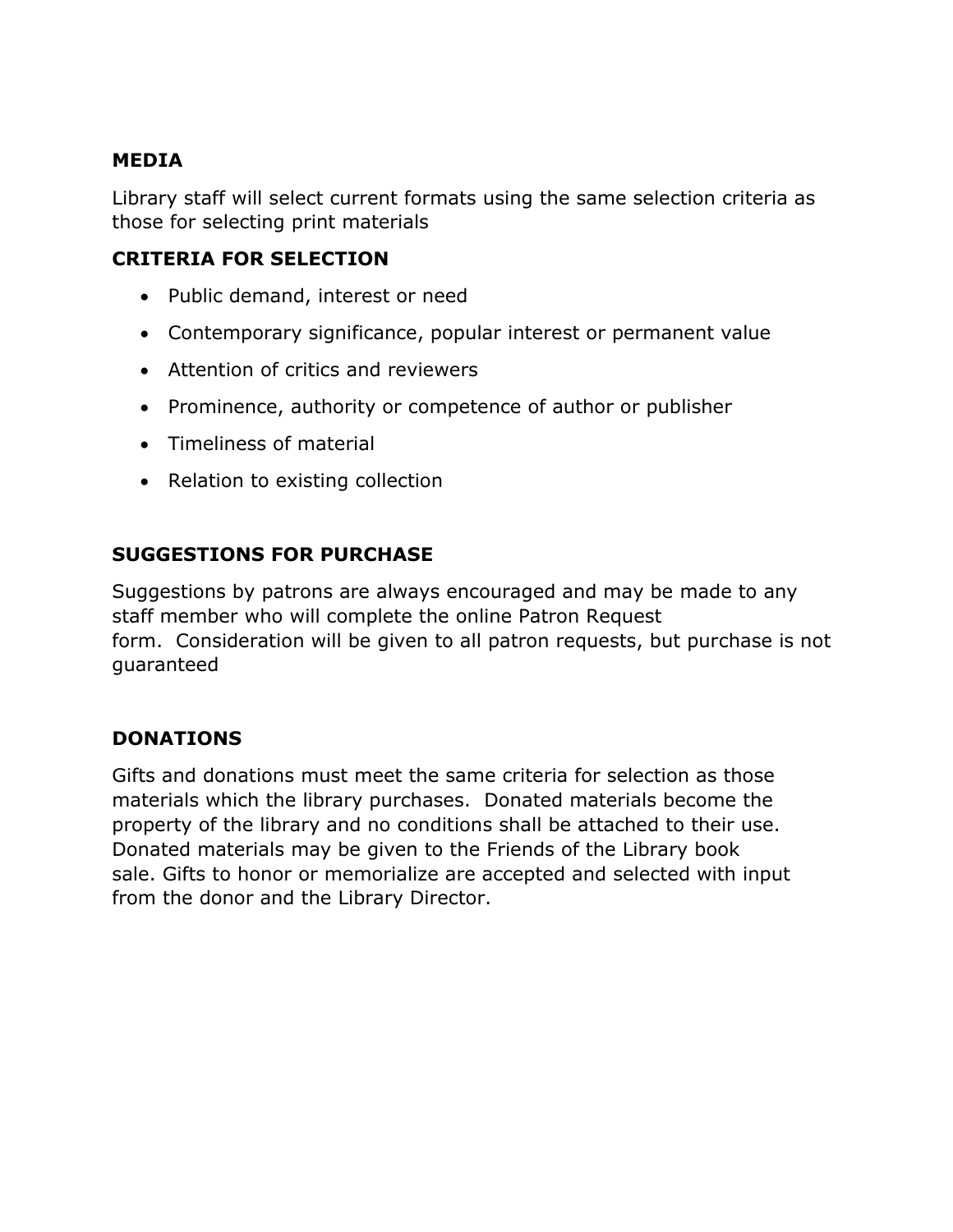## MEDIA

Library staff will select current formats using the same selection criteria as those for selecting print materials

## CRITERIA FOR SELECTION

- Public demand, interest or need
- Contemporary significance, popular interest or permanent value
- Attention of critics and reviewers
- Prominence, authority or competence of author or publisher
- Timeliness of material
- Relation to existing collection

## SUGGESTIONS FOR PURCHASE

Suggestions by patrons are always encouraged and may be made to any staff member who will complete the online Patron Request form.  Consideration will be given to all patron requests, but purchase is not guaranteed

## DONATIONS

Gifts and donations must meet the same criteria for selection as those materials which the library purchases.  Donated materials become the property of the library and no conditions shall be attached to their use. Donated materials may be given to the Friends of the Library book sale. Gifts to honor or memorialize are accepted and selected with input from the donor and the Library Director.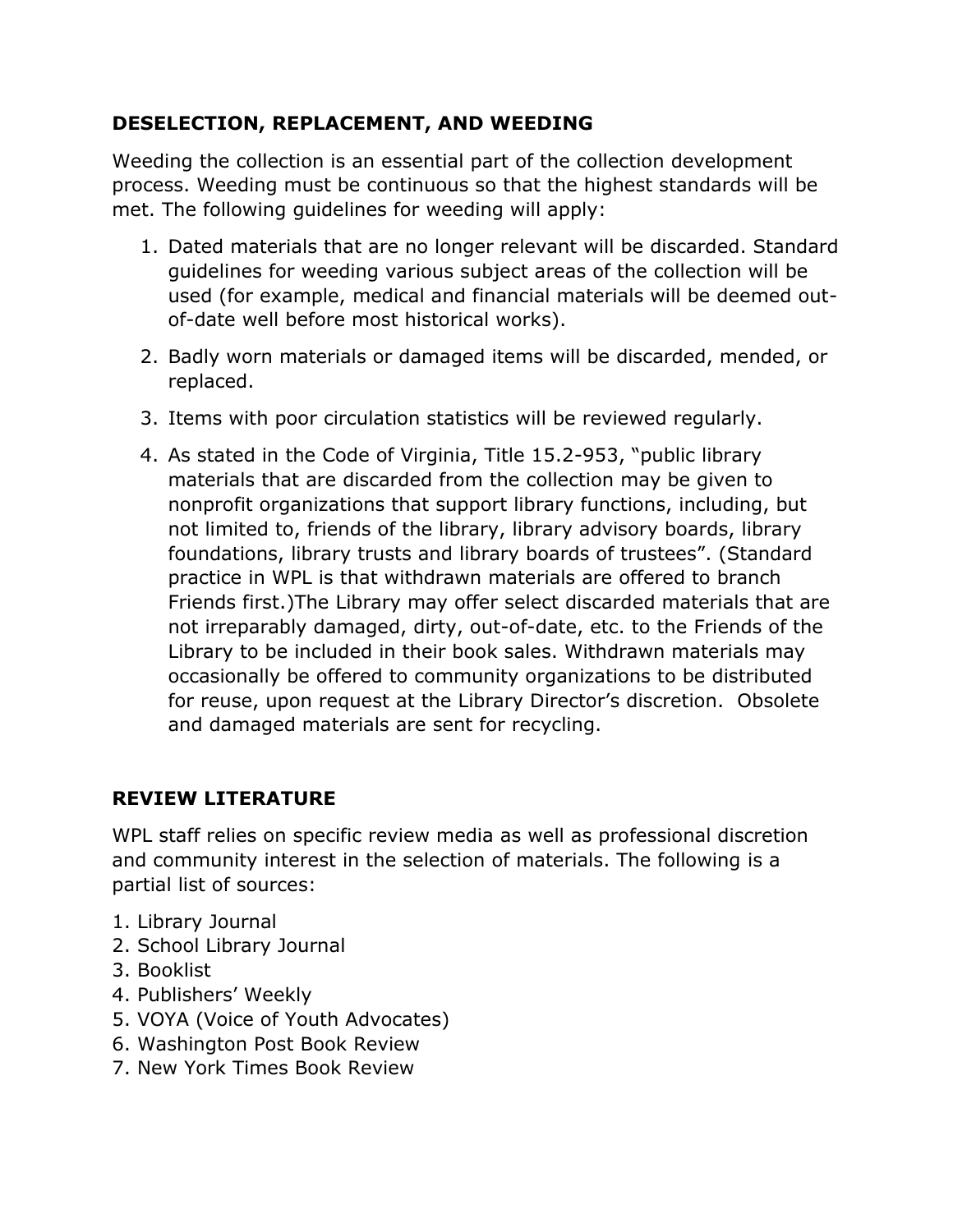## DESELECTION, REPLACEMENT, AND WEEDING

Weeding the collection is an essential part of the collection development process. Weeding must be continuous so that the highest standards will be met. The following guidelines for weeding will apply:

1. Dated materials that are no longer relevant will be discarded. Standard guidelines for weeding various subject areas of the collection will be used (for example, medical and financial materials will be deemed out-of-date well before most historical works).
2. Badly worn materials or damaged items will be discarded, mended, or replaced.
3. Items with poor circulation statistics will be reviewed regularly.
4. As stated in the Code of Virginia, Title 15.2-953, "public library materials that are discarded from the collection may be given to nonprofit organizations that support library functions, including, but not limited to, friends of the library, library advisory boards, library foundations, library trusts and library boards of trustees". (Standard practice in WPL is that withdrawn materials are offered to branch Friends first.)The Library may offer select discarded materials that are not irreparably damaged, dirty, out-of-date, etc. to the Friends of the Library to be included in their book sales. Withdrawn materials may occasionally be offered to community organizations to be distributed for reuse, upon request at the Library Director's discretion. Obsolete and damaged materials are sent for recycling.

## REVIEW LITERATURE

WPL staff relies on specific review media as well as professional discretion and community interest in the selection of materials. The following is a partial list of sources:

1. Library Journal
2. School Library Journal
3. Booklist
4. Publishers' Weekly
5. VOYA (Voice of Youth Advocates)
6. Washington Post Book Review
7. New York Times Book Review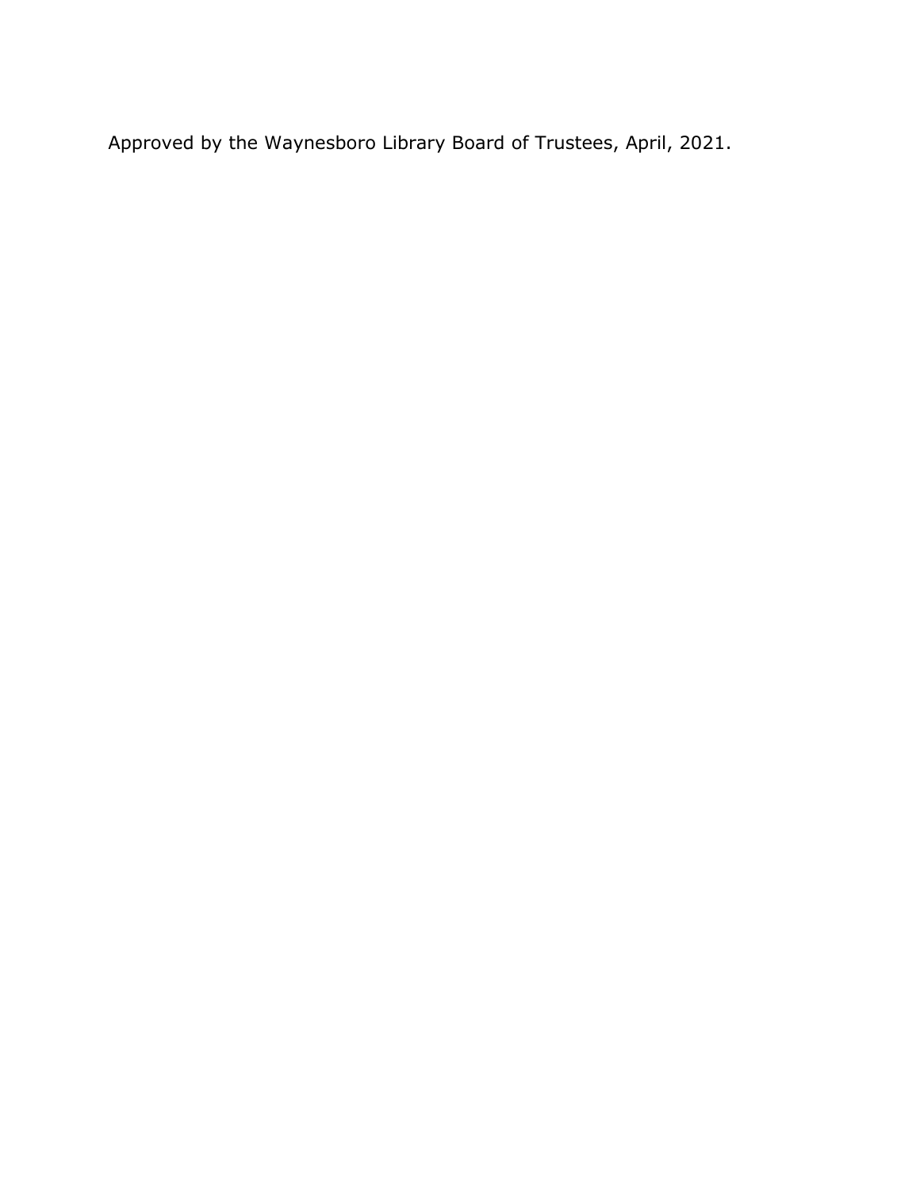Approved by the Waynesboro Library Board of Trustees, April, 2021.